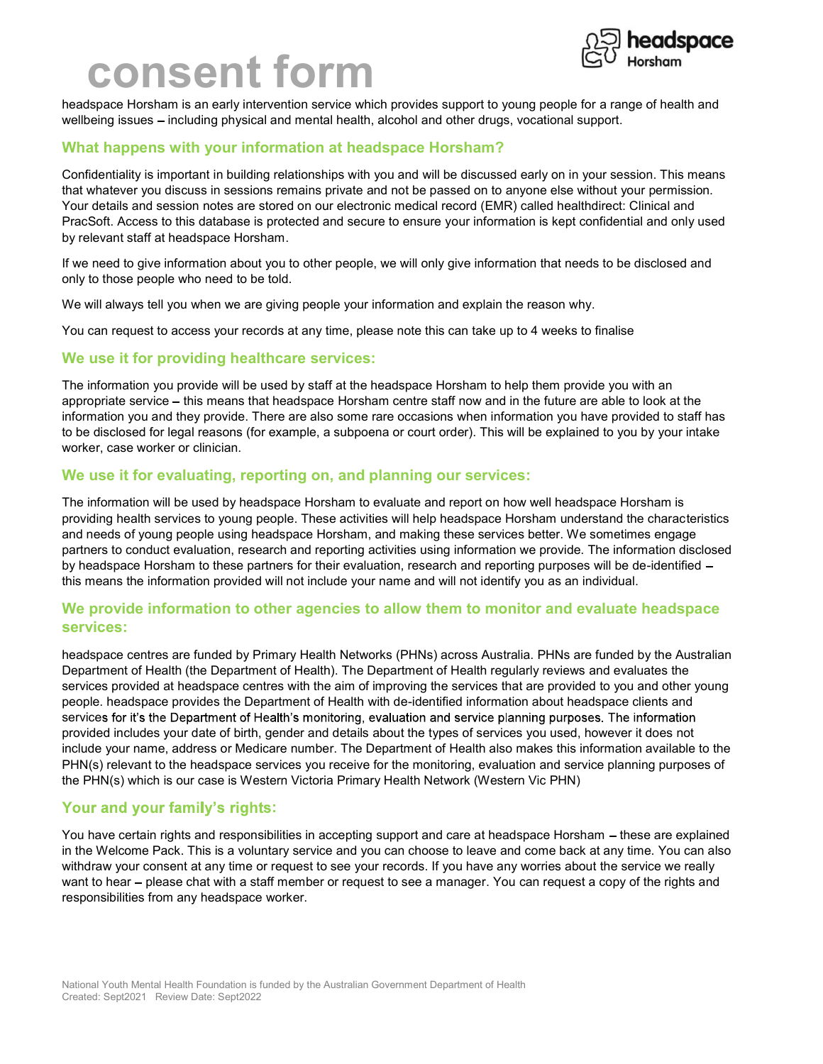# consent form

headspace Horsham is an early intervention service which provides support to young people for a range of health and wellbeing issues – including physical and mental health, alcohol and other drugs, vocational support.

## What happens with your information at headspace Horsham?

Confidentiality is important in building relationships with you and will be discussed early on in your session. This means that whatever you discuss in sessions remains private and not be passed on to anyone else without your permission. Your details and session notes are stored on our electronic medical record (EMR) called healthdirect: Clinical and PracSoft. Access to this database is protected and secure to ensure your information is kept confidential and only used by relevant staff at headspace Horsham.

If we need to give information about you to other people, we will only give information that needs to be disclosed and only to those people who need to be told.

We will always tell you when we are giving people your information and explain the reason why.

You can request to access your records at any time, please note this can take up to 4 weeks to finalise

## We use it for providing healthcare services:

The information you provide will be used by staff at the headspace Horsham to help them provide you with an appropriate service – this means that headspace Horsham centre staff now and in the future are able to look at the information you and they provide. There are also some rare occasions when information you have provided to staff has to be disclosed for legal reasons (for example, a subpoena or court order). This will be explained to you by your intake worker, case worker or clinician.

## We use it for evaluating, reporting on, and planning our services:

The information will be used by headspace Horsham to evaluate and report on how well headspace Horsham is providing health services to young people. These activities will help headspace Horsham understand the characteristics and needs of young people using headspace Horsham, and making these services better. We sometimes engage partners to conduct evaluation, research and reporting activities using information we provide. The information disclosed by headspace Horsham to these partners for their evaluation, research and reporting purposes will be de-identified – this means the information provided will not include your name and will not identify you as an individual.

## We provide information to other agencies to allow them to monitor and evaluate headspace services:

headspace centres are funded by Primary Health Networks (PHNs) across Australia. PHNs are funded by the Australian Department of Health (the Department of Health). The Department of Health regularly reviews and evaluates the services provided at headspace centres with the aim of improving the services that are provided to you and other young people. headspace provides the Department of Health with de-identified information about headspace clients and services for it's the Department of Health's monitoring, evaluation and service planning purposes. The information provided includes your date of birth, gender and details about the types of services you used, however it does not include your name, address or Medicare number. The Department of Health also makes this information available to the PHN(s) relevant to the headspace services you receive for the monitoring, evaluation and service planning purposes of the PHN(s) which is our case is Western Victoria Primary Health Network (Western Vic PHN)

## Your and your family's rights:

You have certain rights and responsibilities in accepting support and care at headspace Horsham – these are explained in the Welcome Pack. This is a voluntary service and you can choose to leave and come back at any time. You can also withdraw your consent at any time or request to see your records. If you have any worries about the service we really want to hear – please chat with a staff member or request to see a manager. You can request a copy of the rights and responsibilities from any headspace worker.

National Youth Mental Health Foundation is funded by the Australian Government Department of Health
Created: Sept2021 Review Date: Sept2022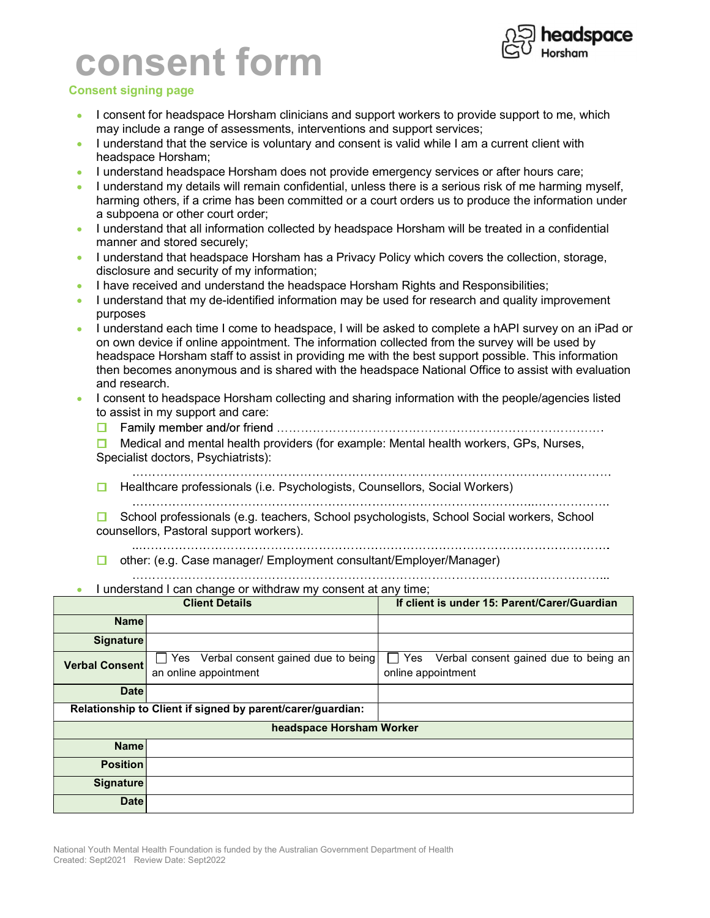# consent form

headspace Horsham

## Consent signing page

- I consent for headspace Horsham clinicians and support workers to provide support to me, which may include a range of assessments, interventions and support services;
- I understand that the service is voluntary and consent is valid while I am a current client with headspace Horsham;
- I understand headspace Horsham does not provide emergency services or after hours care;
- I understand my details will remain confidential, unless there is a serious risk of me harming myself, harming others, if a crime has been committed or a court orders us to produce the information under a subpoena or other court order;
- I understand that all information collected by headspace Horsham will be treated in a confidential manner and stored securely;
- I understand that headspace Horsham has a Privacy Policy which covers the collection, storage, disclosure and security of my information;
- I have received and understand the headspace Horsham Rights and Responsibilities;
- I understand that my de-identified information may be used for research and quality improvement purposes
- I understand each time I come to headspace, I will be asked to complete a hAPI survey on an iPad or on own device if online appointment. The information collected from the survey will be used by headspace Horsham staff to assist in providing me with the best support possible. This information then becomes anonymous and is shared with the headspace National Office to assist with evaluation and research.
- I consent to headspace Horsham collecting and sharing information with the people/agencies listed to assist in my support and care:
  - ☐ Family member and/or friend ……………………………………………………………………
  - ☐ Medical and mental health providers (for example: Mental health workers, GPs, Nurses, Specialist doctors, Psychiatrists):
    ………………………………………………………………………………………………………
  - ☐ Healthcare professionals (i.e. Psychologists, Counsellors, Social Workers)
    ………………………………………………………………………………………………………
  - ☐ School professionals (e.g. teachers, School psychologists, School Social workers, School counsellors, Pastoral support workers).
    ………………………………………………………………………………………………………
  - ☐ other: (e.g. Case manager/ Employment consultant/Employer/Manager)
    ………………………………………………………………………………………………………
- I understand I can change or withdraw my consent at any time;

| Client Details | | If client is under 15: Parent/Carer/Guardian |
|---|---|---|
| **Name** | | |
| **Signature** | | |
| **Verbal Consent** | ☐ Yes Verbal consent gained due to being an online appointment | ☐ Yes Verbal consent gained due to being an online appointment |
| **Date** | | |
| **Relationship to Client if signed by parent/carer/guardian:** | | |

| headspace Horsham Worker | |
|---|---|
| **Name** | |
| **Position** | |
| **Signature** | |
| **Date** | |

National Youth Mental Health Foundation is funded by the Australian Government Department of Health
Created: Sept2021 Review Date: Sept2022